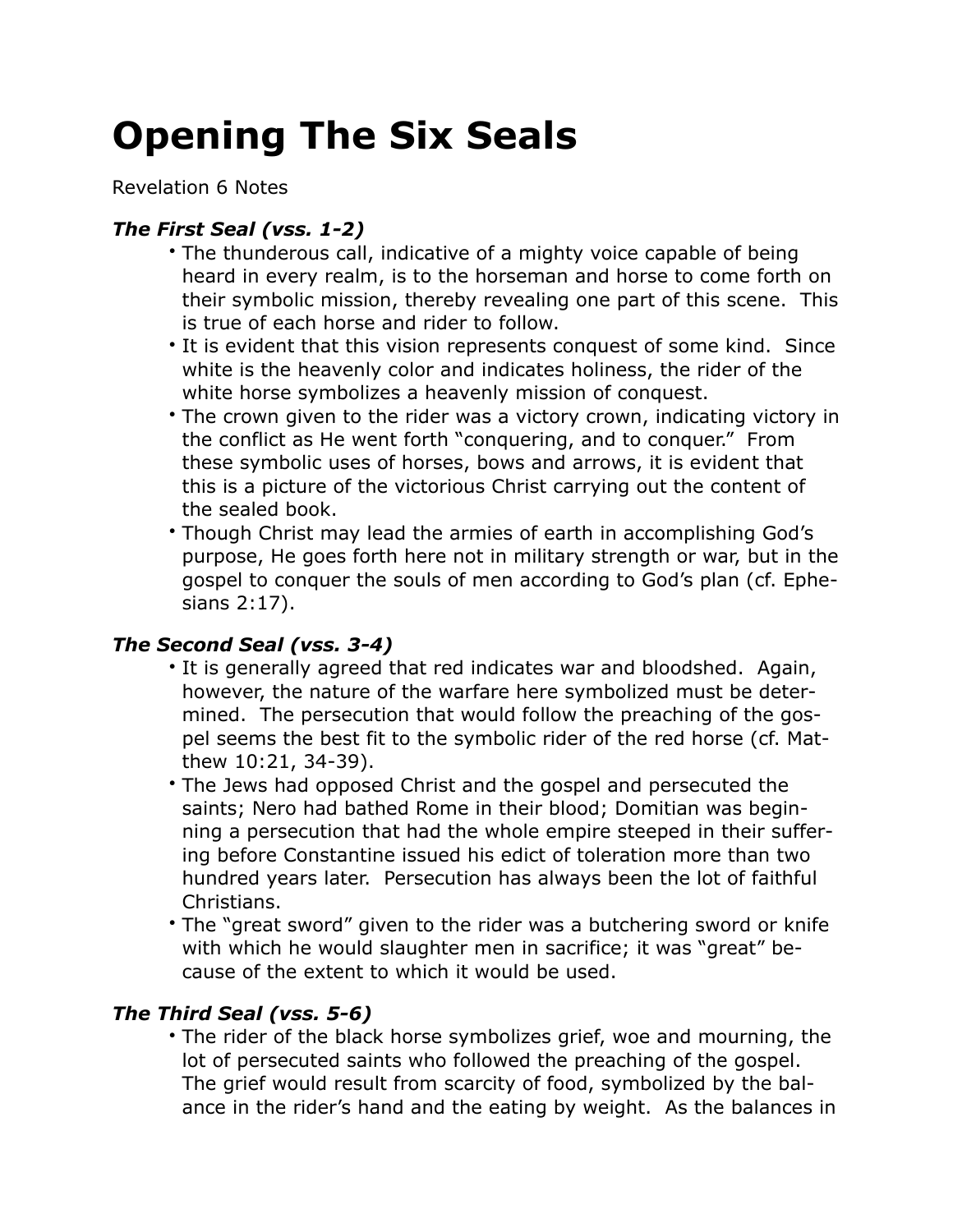# Opening The Six Seals

Revelation 6 Notes

### *The First Seal (vss. 1-2)*

- The thunderous call, indicative of a mighty voice capable of being heard in every realm, is to the horseman and horse to come forth on their symbolic mission, thereby revealing one part of this scene. This is true of each horse and rider to follow.
- It is evident that this vision represents conquest of some kind. Since white is the heavenly color and indicates holiness, the rider of the white horse symbolizes a heavenly mission of conquest.
- The crown given to the rider was a victory crown, indicating victory in the conflict as He went forth "conquering, and to conquer." From these symbolic uses of horses, bows and arrows, it is evident that this is a picture of the victorious Christ carrying out the content of the sealed book.
- Though Christ may lead the armies of earth in accomplishing God's purpose, He goes forth here not in military strength or war, but in the gospel to conquer the souls of men according to God's plan (cf. Ephesians 2:17).

### *The Second Seal (vss. 3-4)*

- It is generally agreed that red indicates war and bloodshed. Again, however, the nature of the warfare here symbolized must be determined. The persecution that would follow the preaching of the gospel seems the best fit to the symbolic rider of the red horse (cf. Matthew 10:21, 34-39).
- The Jews had opposed Christ and the gospel and persecuted the saints; Nero had bathed Rome in their blood; Domitian was beginning a persecution that had the whole empire steeped in their suffering before Constantine issued his edict of toleration more than two hundred years later. Persecution has always been the lot of faithful Christians.
- The "great sword" given to the rider was a butchering sword or knife with which he would slaughter men in sacrifice; it was "great" because of the extent to which it would be used.

### *The Third Seal (vss. 5-6)*

- The rider of the black horse symbolizes grief, woe and mourning, the lot of persecuted saints who followed the preaching of the gospel. The grief would result from scarcity of food, symbolized by the balance in the rider's hand and the eating by weight. As the balances in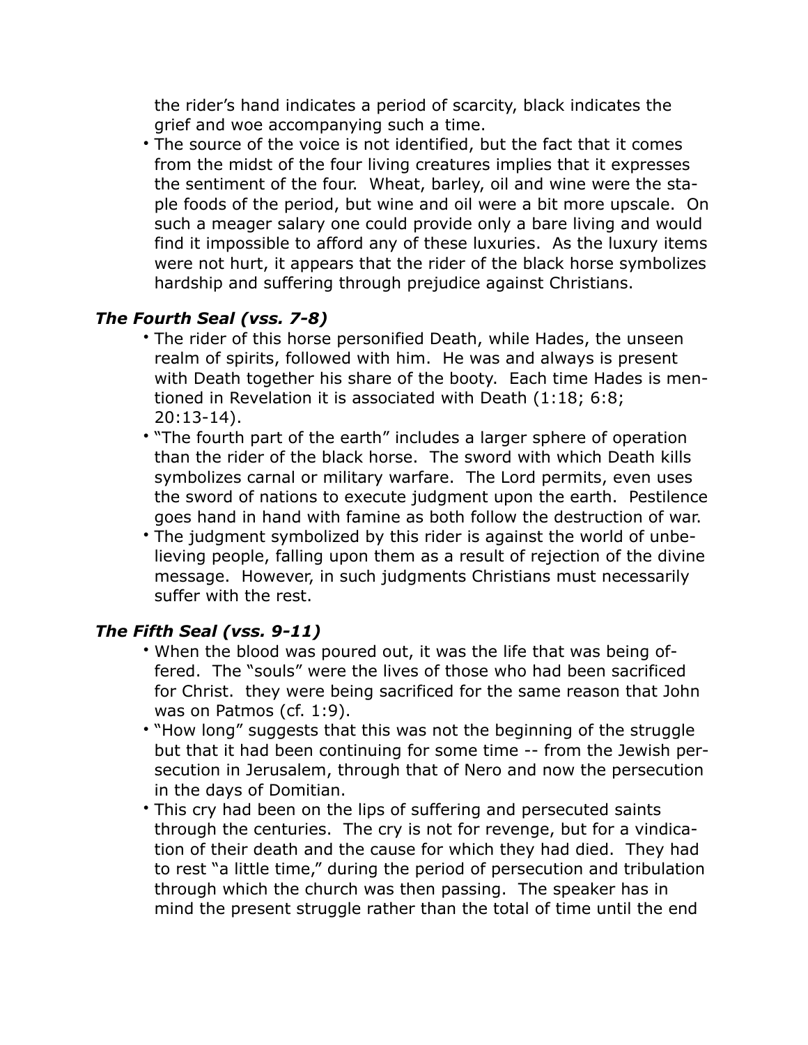the rider's hand indicates a period of scarcity, black indicates the grief and woe accompanying such a time.

- The source of the voice is not identified, but the fact that it comes from the midst of the four living creatures implies that it expresses the sentiment of the four. Wheat, barley, oil and wine were the staple foods of the period, but wine and oil were a bit more upscale. On such a meager salary one could provide only a bare living and would find it impossible to afford any of these luxuries. As the luxury items were not hurt, it appears that the rider of the black horse symbolizes hardship and suffering through prejudice against Christians.

### *The Fourth Seal (vss. 7-8)*

- The rider of this horse personified Death, while Hades, the unseen realm of spirits, followed with him. He was and always is present with Death together his share of the booty. Each time Hades is mentioned in Revelation it is associated with Death (1:18; 6:8; 20:13-14).
- "The fourth part of the earth" includes a larger sphere of operation than the rider of the black horse. The sword with which Death kills symbolizes carnal or military warfare. The Lord permits, even uses the sword of nations to execute judgment upon the earth. Pestilence goes hand in hand with famine as both follow the destruction of war.
- The judgment symbolized by this rider is against the world of unbelieving people, falling upon them as a result of rejection of the divine message. However, in such judgments Christians must necessarily suffer with the rest.

### *The Fifth Seal (vss. 9-11)*

- When the blood was poured out, it was the life that was being offered. The "souls" were the lives of those who had been sacrificed for Christ. they were being sacrificed for the same reason that John was on Patmos (cf. 1:9).
- "How long" suggests that this was not the beginning of the struggle but that it had been continuing for some time -- from the Jewish persecution in Jerusalem, through that of Nero and now the persecution in the days of Domitian.
- This cry had been on the lips of suffering and persecuted saints through the centuries. The cry is not for revenge, but for a vindication of their death and the cause for which they had died. They had to rest "a little time," during the period of persecution and tribulation through which the church was then passing. The speaker has in mind the present struggle rather than the total of time until the end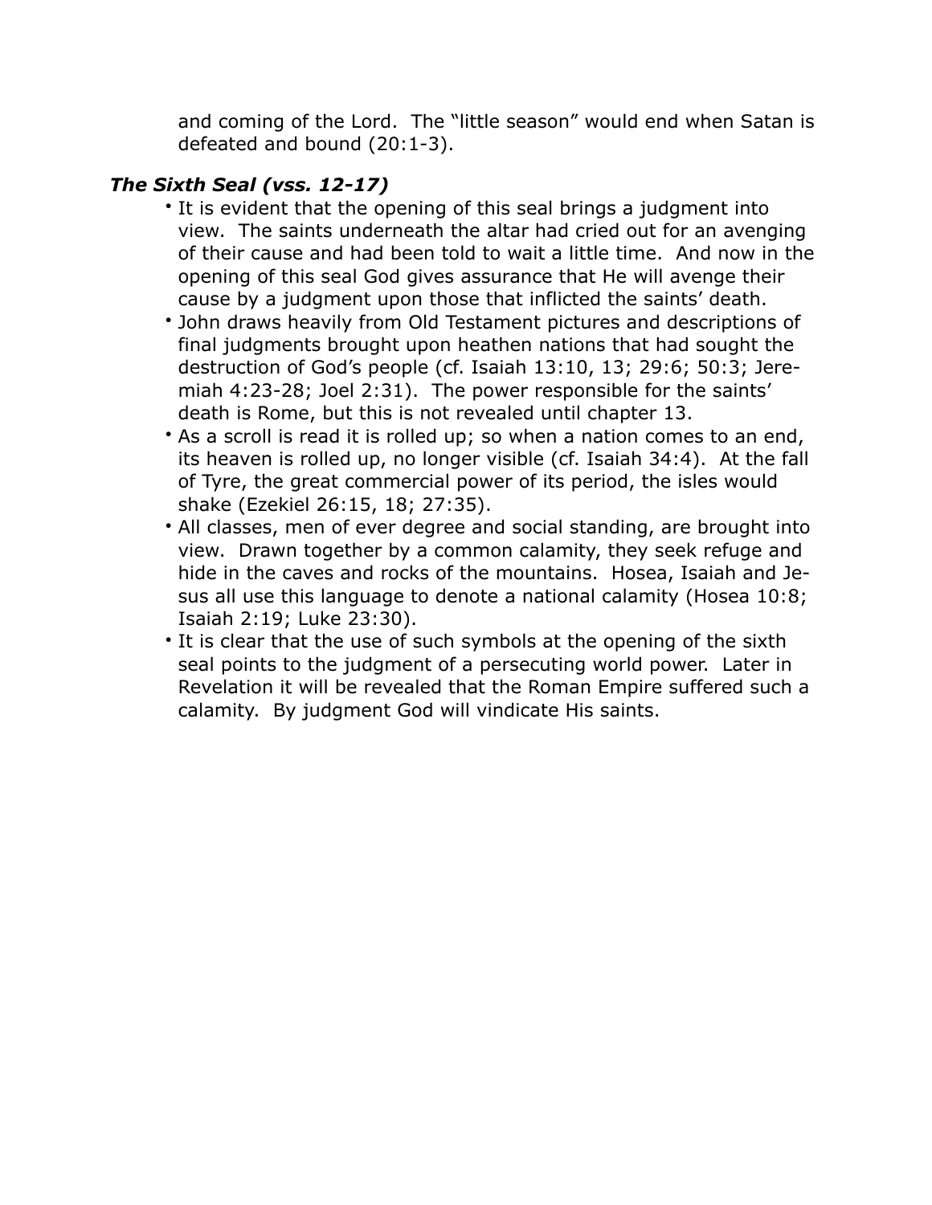and coming of the Lord. The "little season" would end when Satan is defeated and bound (20:1-3).

### *The Sixth Seal (vss. 12-17)*

- It is evident that the opening of this seal brings a judgment into view. The saints underneath the altar had cried out for an avenging of their cause and had been told to wait a little time. And now in the opening of this seal God gives assurance that He will avenge their cause by a judgment upon those that inflicted the saints' death.
- John draws heavily from Old Testament pictures and descriptions of final judgments brought upon heathen nations that had sought the destruction of God's people (cf. Isaiah 13:10, 13; 29:6; 50:3; Jeremiah 4:23-28; Joel 2:31). The power responsible for the saints' death is Rome, but this is not revealed until chapter 13.
- As a scroll is read it is rolled up; so when a nation comes to an end, its heaven is rolled up, no longer visible (cf. Isaiah 34:4). At the fall of Tyre, the great commercial power of its period, the isles would shake (Ezekiel 26:15, 18; 27:35).
- All classes, men of ever degree and social standing, are brought into view. Drawn together by a common calamity, they seek refuge and hide in the caves and rocks of the mountains. Hosea, Isaiah and Jesus all use this language to denote a national calamity (Hosea 10:8; Isaiah 2:19; Luke 23:30).
- It is clear that the use of such symbols at the opening of the sixth seal points to the judgment of a persecuting world power. Later in Revelation it will be revealed that the Roman Empire suffered such a calamity. By judgment God will vindicate His saints.